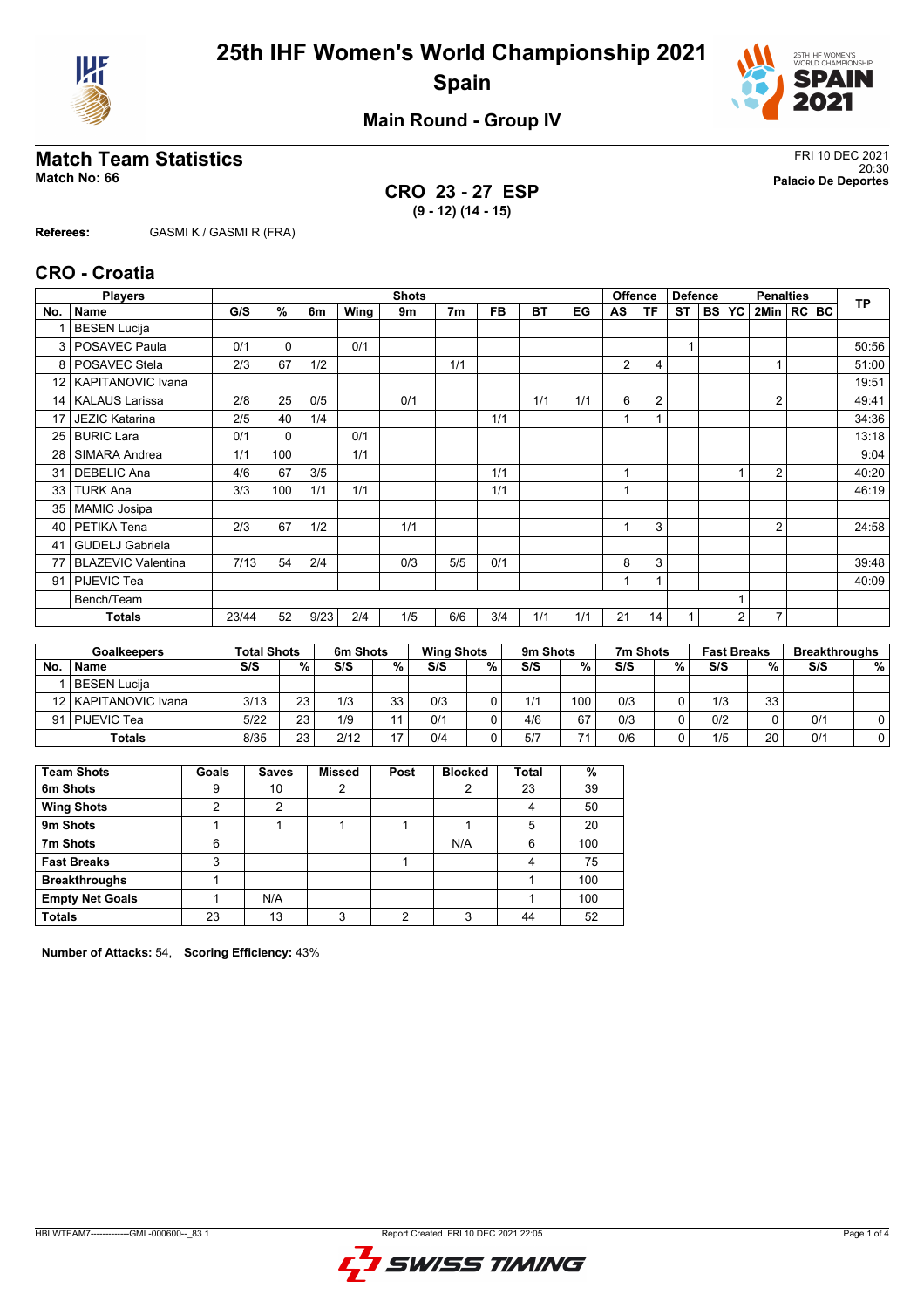# 25th IHF Women's World Championship 2021
## Spain

### Main Round - Group IV

## Match Team Statistics

**Match No: 66**

FRI 10 DEC 2021
20:30
**Palacio De Deportes**

**CRO 23 - 27 ESP**
**(9 - 12) (14 - 15)**

**Referees:** GASMI K / GASMI R (FRA)

## CRO - Croatia

| Players | | Shots | | | | | | | | | Offence | | Defence | | Penalties | | | | TP |
|---|---|---|---|---|---|---|---|---|---|---|---|---|---|---|---|---|---|---|---|
| No. | Name | G/S | % | 6m | Wing | 9m | 7m | FB | BT | EG | AS | TF | ST | BS | YC | 2Min | RC | BC | |
| 1 | BESEN Lucija | | | | | | | | | | | | | | | | | | |
| 3 | POSAVEC Paula | 0/1 | 0 | | 0/1 | | | | | | | | 1 | | | | | | 50:56 |
| 8 | POSAVEC Stela | 2/3 | 67 | 1/2 | | | 1/1 | | | | 2 | 4 | | | | 1 | | | 51:00 |
| 12 | KAPITANOVIC Ivana | | | | | | | | | | | | | | | | | | 19:51 |
| 14 | KALAUS Larissa | 2/8 | 25 | 0/5 | | 0/1 | | | 1/1 | 1/1 | 6 | 2 | | | | 2 | | | 49:41 |
| 17 | JEZIC Katarina | 2/5 | 40 | 1/4 | | | | 1/1 | | | 1 | 1 | | | | | | | 34:36 |
| 25 | BURIC Lara | 0/1 | 0 | | 0/1 | | | | | | | | | | | | | | 13:18 |
| 28 | SIMARA Andrea | 1/1 | 100 | | 1/1 | | | | | | | | | | | | | | 9:04 |
| 31 | DEBELIC Ana | 4/6 | 67 | 3/5 | | | | 1/1 | | | 1 | | | | 1 | 2 | | | 40:20 |
| 33 | TURK Ana | 3/3 | 100 | 1/1 | 1/1 | | | 1/1 | | | 1 | | | | | | | | 46:19 |
| 35 | MAMIC Josipa | | | | | | | | | | | | | | | | | | |
| 40 | PETIKA Tena | 2/3 | 67 | 1/2 | | 1/1 | | | | | 1 | 3 | | | | 2 | | | 24:58 |
| 41 | GUDELJ Gabriela | | | | | | | | | | | | | | | | | | |
| 77 | BLAZEVIC Valentina | 7/13 | 54 | 2/4 | | 0/3 | 5/5 | 0/1 | | | 8 | 3 | | | | | | | 39:48 |
| 91 | PIJEVIC Tea | | | | | | | | | | 1 | 1 | | | | | | | 40:09 |
| | Bench/Team | | | | | | | | | | | | | | 1 | | | | |
| | **Totals** | 23/44 | 52 | 9/23 | 2/4 | 1/5 | 6/6 | 3/4 | 1/1 | 1/1 | 21 | 14 | 1 | | 2 | 7 | | | |

| Goalkeepers | | Total Shots | | 6m Shots | | Wing Shots | | 9m Shots | | 7m Shots | | Fast Breaks | | Breakthroughs | |
|---|---|---|---|---|---|---|---|---|---|---|---|---|---|---|---|
| No. | Name | S/S | % | S/S | % | S/S | % | S/S | % | S/S | % | S/S | % | S/S | % |
| 1 | BESEN Lucija | | | | | | | | | | | | | | |
| 12 | KAPITANOVIC Ivana | 3/13 | 23 | 1/3 | 33 | 0/3 | 0 | 1/1 | 100 | 0/3 | 0 | 1/3 | 33 | | |
| 91 | PIJEVIC Tea | 5/22 | 23 | 1/9 | 11 | 0/1 | 0 | 4/6 | 67 | 0/3 | 0 | 0/2 | 0 | 0/1 | 0 |
| | **Totals** | 8/35 | 23 | 2/12 | 17 | 0/4 | 0 | 5/7 | 71 | 0/6 | 0 | 1/5 | 20 | 0/1 | 0 |

| Team Shots | Goals | Saves | Missed | Post | Blocked | Total | % |
|---|---|---|---|---|---|---|---|
| **6m Shots** | 9 | 10 | 2 | | 2 | 23 | 39 |
| **Wing Shots** | 2 | 2 | | | | 4 | 50 |
| **9m Shots** | 1 | 1 | 1 | 1 | 1 | 5 | 20 |
| **7m Shots** | 6 | | | | N/A | 6 | 100 |
| **Fast Breaks** | 3 | | | 1 | | 4 | 75 |
| **Breakthroughs** | 1 | | | | | 1 | 100 |
| **Empty Net Goals** | 1 | N/A | | | | 1 | 100 |
| **Totals** | 23 | 13 | 3 | 2 | 3 | 44 | 52 |

**Number of Attacks:** 54, **Scoring Efficiency:** 43%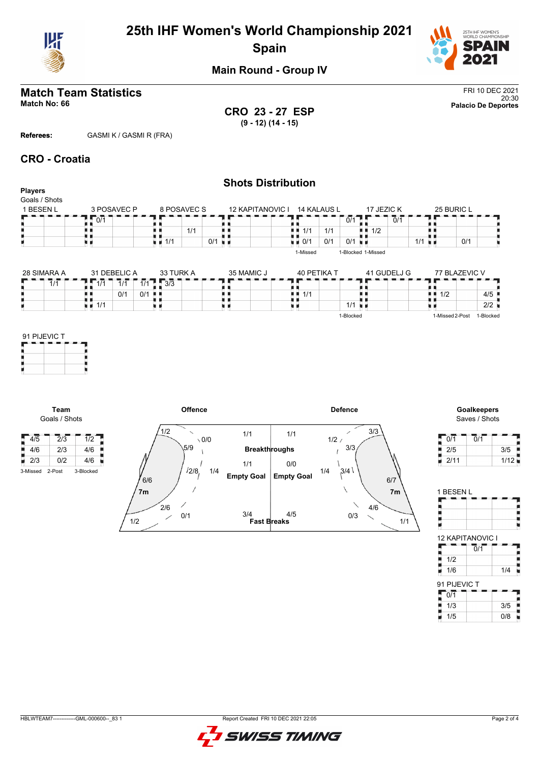# 25th IHF Women's World Championship 2021

## Spain

### Main Round - Group IV

## Match Team Statistics

**Match No: 66**

FRI 10 DEC 2021
20:30
**Palacio De Deportes**

**CRO 23 - 27 ESP**
**(9 - 12) (14 - 15)**

**Referees:** GASMI K / GASMI R (FRA)

## CRO - Croatia

### Shots Distribution

**Players**
Goals / Shots

**1 BESEN L**

| | | |
|---|---|---|
| | | |
| | | |
| | | |

**3 POSAVEC P**

| | | |
|---|---|---|
| 0/1 | | |
| | | |
| | | |

**8 POSAVEC S**

| | | |
|---|---|---|
| | | |
| | 1/1 | |
| 1/1 | | 0/1 |

**12 KAPITANOVIC I**

| | | |
|---|---|---|
| | | |
| | | |
| | | |

**14 KALAUS L**

| | | |
|---|---|---|
| | | 0/1 |
| 1/1 | 1/1 | |
| 0/1 | 0/1 | 0/1 |

1-Missed 1-Blocked

**17 JEZIC K**

| | | |
|---|---|---|
| | 0/1 | |
| 1/2 | | |
| | | 1/1 |

1-Missed

**25 BURIC L**

| | | |
|---|---|---|
| | | |
| | | |
| | 0/1 | |

**28 SIMARA A**

| | | |
|---|---|---|
| | 1/1 | |
| | | |
| | | |

**31 DEBELIC A**

| | | |
|---|---|---|
| 1/1 | 1/1 | 1/1 |
| | 0/1 | 0/1 |
| 1/1 | | |

**33 TURK A**

| | | |
|---|---|---|
| 3/3 | | |
| | | |
| | | |

**35 MAMIC J**

| | | |
|---|---|---|
| | | |
| | | |
| | | |

**40 PETIKA T**

| | | |
|---|---|---|
| | | |
| 1/1 | | |
| | | 1/1 |

1-Blocked

**41 GUDELJ G**

| | | |
|---|---|---|
| | | |
| | | |
| | | |

**77 BLAZEVIC V**

| | | |
|---|---|---|
| | | |
| 1/2 | | 4/5 |
| | | 2/2 |

1-Missed 2-Post 1-Blocked

**91 PIJEVIC T**

| | | |
|---|---|---|
| | | |
| | | |
| | | |

**Team**
Goals / Shots

| | | |
|---|---|---|
| 4/5 | 2/3 | 1/2 |
| 4/6 | 2/3 | 4/6 |
| 2/3 | 0/2 | 4/6 |

3-Missed 2-Post 3-Blocked

**Offence**

| Area | Goals / Shots |
|---|---|
| Left wing | 1/2 |
| Left 6m | 6/6 |
| Left 9m | 2/6 |
| Left bottom | 1/2 |
| Centre 6m | 5/9 |
| Centre 9m | 2/8 |
| Centre far | 0/0 |
| 1/4 | 1/4 |
| 7m | 0/1 |
| Breakthroughs | 1/1 |
| Empty Goal | 1/1 |
| Fast Breaks | 3/4 |

**Defence**

| Area | Goals / Shots |
|---|---|
| Breakthroughs | 1/1 |
| Empty Goal | 0/0 |
| Fast Breaks | 4/5 |
| Right wing | 3/3 |
| 1/2 | 1/2 |
| 3/3 | 3/3 |
| 1/4 | 1/4 |
| 3/4 | 3/4 |
| Right 6m | 6/7 |
| 4/6 | 4/6 |
| 7m | 0/3 |
| Right bottom | 1/1 |

**Goalkeepers**
Saves / Shots

| | | |
|---|---|---|
| 0/1 | 0/1 | |
| 2/5 | | 3/5 |
| 2/11 | | 1/12 |

**1 BESEN L**

| | | |
|---|---|---|
| | | |
| | | |
| | | |

**12 KAPITANOVIC I**

| | | |
|---|---|---|
| | 0/1 | |
| 1/2 | | |
| 1/6 | | 1/4 |

**91 PIJEVIC T**

| | | |
|---|---|---|
| 0/1 | | |
| 1/3 | | 3/5 |
| 1/5 | | 0/8 |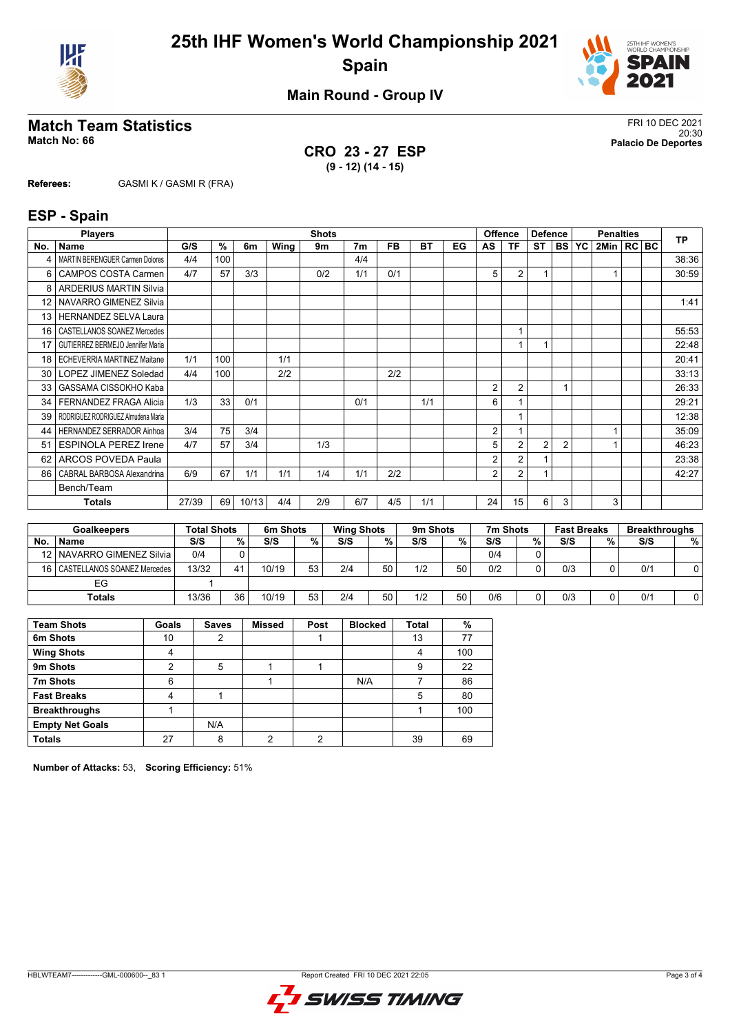# 25th IHF Women's World Championship 2021
## Spain

### Main Round - Group IV

## Match Team Statistics

**Match No: 66**

FRI 10 DEC 2021
20:30
**Palacio De Deportes**

**CRO 23 - 27 ESP**
**(9 - 12) (14 - 15)**

**Referees:** GASMI K / GASMI R (FRA)

## ESP - Spain

| Players | | Shots | | | | | | | | | Offence | | Defence | | | Penalties | | | TP |
|---|---|---|---|---|---|---|---|---|---|---|---|---|---|---|---|---|---|---|---|
| No. | Name | G/S | % | 6m | Wing | 9m | 7m | FB | BT | EG | AS | TF | ST | BS | YC | 2Min | RC | BC | |
| 4 | MARTIN BERENGUER Carmen Dolores | 4/4 | 100 | | | | 4/4 | | | | | | | | | | | | 38:36 |
| 6 | CAMPOS COSTA Carmen | 4/7 | 57 | 3/3 | | 0/2 | 1/1 | 0/1 | | | 5 | 2 | 1 | | | 1 | | | 30:59 |
| 8 | ARDERIUS MARTIN Silvia | | | | | | | | | | | | | | | | | | |
| 12 | NAVARRO GIMENEZ Silvia | | | | | | | | | | | | | | | | | | 1:41 |
| 13 | HERNANDEZ SELVA Laura | | | | | | | | | | | | | | | | | | |
| 16 | CASTELLANOS SOANEZ Mercedes | | | | | | | | | | | 1 | | | | | | | 55:53 |
| 17 | GUTIERREZ BERMEJO Jennifer Maria | | | | | | | | | | | 1 | 1 | | | | | | 22:48 |
| 18 | ECHEVERRIA MARTINEZ Maitane | 1/1 | 100 | | 1/1 | | | | | | | | | | | | | | 20:41 |
| 30 | LOPEZ JIMENEZ Soledad | 4/4 | 100 | | 2/2 | | | 2/2 | | | | | | | | | | | 33:13 |
| 33 | GASSAMA CISSOKHO Kaba | | | | | | | | | | 2 | 2 | | 1 | | | | | 26:33 |
| 34 | FERNANDEZ FRAGA Alicia | 1/3 | 33 | 0/1 | | | 0/1 | | 1/1 | | 6 | 1 | | | | | | | 29:21 |
| 39 | RODRIGUEZ RODRIGUEZ Almudena Maria | | | | | | | | | | | 1 | | | | | | | 12:38 |
| 44 | HERNANDEZ SERRADOR Ainhoa | 3/4 | 75 | 3/4 | | | | | | | 2 | 1 | | | | 1 | | | 35:09 |
| 51 | ESPINOLA PEREZ Irene | 4/7 | 57 | 3/4 | | 1/3 | | | | | 5 | 2 | 2 | 2 | | 1 | | | 46:23 |
| 62 | ARCOS POVEDA Paula | | | | | | | | | | 2 | 2 | 1 | | | | | | 23:38 |
| 86 | CABRAL BARBOSA Alexandrina | 6/9 | 67 | 1/1 | 1/1 | 1/4 | 1/1 | 2/2 | | | 2 | 2 | 1 | | | | | | 42:27 |
| | Bench/Team | | | | | | | | | | | | | | | | | | |
| | **Totals** | 27/39 | 69 | 10/13 | 4/4 | 2/9 | 6/7 | 4/5 | 1/1 | | 24 | 15 | 6 | 3 | | 3 | | | |

| Goalkeepers | | Total Shots | | 6m Shots | | Wing Shots | | 9m Shots | | 7m Shots | | Fast Breaks | | Breakthroughs | |
|---|---|---|---|---|---|---|---|---|---|---|---|---|---|---|---|
| No. | Name | S/S | % | S/S | % | S/S | % | S/S | % | S/S | % | S/S | % | S/S | % |
| 12 | NAVARRO GIMENEZ Silvia | 0/4 | 0 | | | | | | | 0/4 | 0 | | | | |
| 16 | CASTELLANOS SOANEZ Mercedes | 13/32 | 41 | 10/19 | 53 | 2/4 | 50 | 1/2 | 50 | 0/2 | 0 | 0/3 | 0 | 0/1 | 0 |
| | EG | 1 | | | | | | | | | | | | | |
| | **Totals** | 13/36 | 36 | 10/19 | 53 | 2/4 | 50 | 1/2 | 50 | 0/6 | 0 | 0/3 | 0 | 0/1 | 0 |

| Team Shots | Goals | Saves | Missed | Post | Blocked | Total | % |
|---|---|---|---|---|---|---|---|
| 6m Shots | 10 | 2 | | 1 | | 13 | 77 |
| Wing Shots | 4 | | | | | 4 | 100 |
| 9m Shots | 2 | 5 | 1 | 1 | | 9 | 22 |
| 7m Shots | 6 | | 1 | | N/A | 7 | 86 |
| Fast Breaks | 4 | 1 | | | | 5 | 80 |
| Breakthroughs | 1 | | | | | 1 | 100 |
| Empty Net Goals | | N/A | | | | | |
| **Totals** | 27 | 8 | 2 | 2 | | 39 | 69 |

**Number of Attacks:** 53, **Scoring Efficiency:** 51%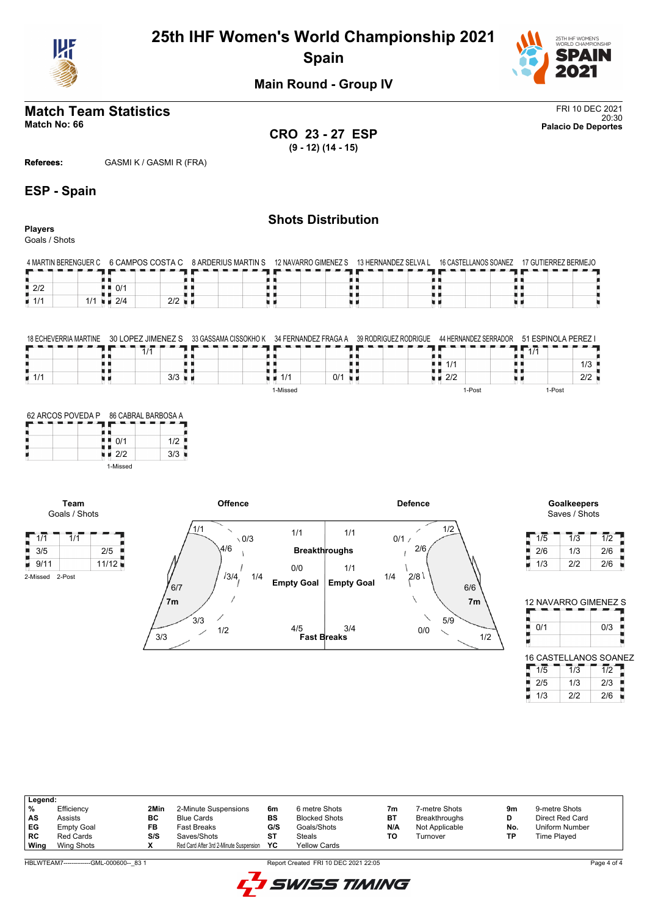# 25th IHF Women's World Championship 2021
## Spain
### Main Round - Group IV

## Match Team Statistics
**Match No: 66**

FRI 10 DEC 2021
20:30
**Palacio De Deportes**

**CRO 23 - 27 ESP**
**(9 - 12) (14 - 15)**

**Referees:** GASMI K / GASMI R (FRA)

## ESP - Spain

### Shots Distribution

**Players**
Goals / Shots

4 MARTIN BERENGUER C
2/2
1/1 1/1

6 CAMPOS COSTA C
0/1
2/4 2/2

8 ARDERIUS MARTIN S

12 NAVARRO GIMENEZ S

13 HERNANDEZ SELVA L

16 CASTELLANOS SOANEZ

17 GUTIERREZ BERMEJO

18 ECHEVERRIA MARTINE
1/1

30 LOPEZ JIMENEZ S
1/1
3/3

33 GASSAMA CISSOKHO K

34 FERNANDEZ FRAGA A
1/1 0/1
1-Missed

39 RODRIGUEZ RODRIGUE

44 HERNANDEZ SERRADOR
1/1
2/2
1-Post

51 ESPINOLA PEREZ I
1/1
1/3
2/2
1-Post

62 ARCOS POVEDA P

86 CABRAL BARBOSA A
0/1 1/2
2/2 3/3
1-Missed

**Team**
Goals / Shots

1/1 1/1
3/5 2/5
9/11 11/12
2-Missed 2-Post

**Offence**

1/1
0/3
4/6
3/4
1/4
6/7
7m
3/3
1/2
3/3

Breakthroughs: 1/1 1/1
Empty Goal: 0/0 1/1
Fast Breaks: 4/5 3/4

**Defence**

0/1
1/2
2/6
1/4
2/8
6/6
7m
5/9
0/0
1/2

**Goalkeepers**
Saves / Shots

1/5 1/3 1/2
2/6 1/3 2/6
1/3 2/2 2/6

12 NAVARRO GIMENEZ S
0/1 0/3

16 CASTELLANOS SOANEZ
1/5 1/3 1/2
2/5 1/3 2/3
1/3 2/2 2/6

| Legend: | | | | | | | | | |
|---|---|---|---|---|---|---|---|---|---|
| % | Efficiency | 2Min | 2-Minute Suspensions | 6m | 6 metre Shots | 7m | 7-metre Shots | 9m | 9-metre Shots |
| AS | Assists | BC | Blue Cards | BS | Blocked Shots | BT | Breakthroughs | D | Direct Red Card |
| EG | Empty Goal | FB | Fast Breaks | G/S | Goals/Shots | N/A | Not Applicable | No. | Uniform Number |
| RC | Red Cards | S/S | Saves/Shots | ST | Steals | TO | Turnover | TP | Time Played |
| Wing | Wing Shots | X | Red Card After 3rd 2-Minute Suspension | YC | Yellow Cards | | | | |

HBLWTEAM7-------------GML-000600--_83 1 Report Created FRI 10 DEC 2021 22:05